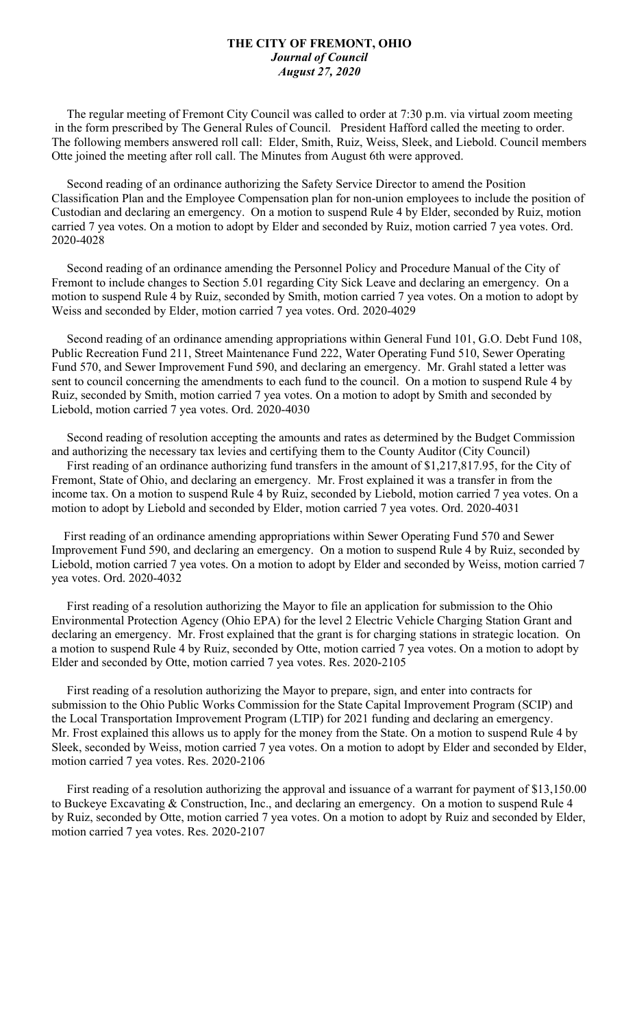**THE CITY OF FREMONT, OHIO**
***Journal of Council***
***August 27, 2020***

The regular meeting of Fremont City Council was called to order at 7:30 p.m. via virtual zoom meeting in the form prescribed by The General Rules of Council. President Hafford called the meeting to order. The following members answered roll call: Elder, Smith, Ruiz, Weiss, Sleek, and Liebold. Council members Otte joined the meeting after roll call. The Minutes from August 6th were approved.

Second reading of an ordinance authorizing the Safety Service Director to amend the Position Classification Plan and the Employee Compensation plan for non-union employees to include the position of Custodian and declaring an emergency. On a motion to suspend Rule 4 by Elder, seconded by Ruiz, motion carried 7 yea votes. On a motion to adopt by Elder and seconded by Ruiz, motion carried 7 yea votes. Ord. 2020-4028

Second reading of an ordinance amending the Personnel Policy and Procedure Manual of the City of Fremont to include changes to Section 5.01 regarding City Sick Leave and declaring an emergency. On a motion to suspend Rule 4 by Ruiz, seconded by Smith, motion carried 7 yea votes. On a motion to adopt by Weiss and seconded by Elder, motion carried 7 yea votes. Ord. 2020-4029

Second reading of an ordinance amending appropriations within General Fund 101, G.O. Debt Fund 108, Public Recreation Fund 211, Street Maintenance Fund 222, Water Operating Fund 510, Sewer Operating Fund 570, and Sewer Improvement Fund 590, and declaring an emergency. Mr. Grahl stated a letter was sent to council concerning the amendments to each fund to the council. On a motion to suspend Rule 4 by Ruiz, seconded by Smith, motion carried 7 yea votes. On a motion to adopt by Smith and seconded by Liebold, motion carried 7 yea votes. Ord. 2020-4030

Second reading of resolution accepting the amounts and rates as determined by the Budget Commission and authorizing the necessary tax levies and certifying them to the County Auditor (City Council)

First reading of an ordinance authorizing fund transfers in the amount of $1,217,817.95, for the City of Fremont, State of Ohio, and declaring an emergency. Mr. Frost explained it was a transfer in from the income tax. On a motion to suspend Rule 4 by Ruiz, seconded by Liebold, motion carried 7 yea votes. On a motion to adopt by Liebold and seconded by Elder, motion carried 7 yea votes. Ord. 2020-4031

First reading of an ordinance amending appropriations within Sewer Operating Fund 570 and Sewer Improvement Fund 590, and declaring an emergency. On a motion to suspend Rule 4 by Ruiz, seconded by Liebold, motion carried 7 yea votes. On a motion to adopt by Elder and seconded by Weiss, motion carried 7 yea votes. Ord. 2020-4032

First reading of a resolution authorizing the Mayor to file an application for submission to the Ohio Environmental Protection Agency (Ohio EPA) for the level 2 Electric Vehicle Charging Station Grant and declaring an emergency. Mr. Frost explained that the grant is for charging stations in strategic location. On a motion to suspend Rule 4 by Ruiz, seconded by Otte, motion carried 7 yea votes. On a motion to adopt by Elder and seconded by Otte, motion carried 7 yea votes. Res. 2020-2105

First reading of a resolution authorizing the Mayor to prepare, sign, and enter into contracts for submission to the Ohio Public Works Commission for the State Capital Improvement Program (SCIP) and the Local Transportation Improvement Program (LTIP) for 2021 funding and declaring an emergency. Mr. Frost explained this allows us to apply for the money from the State. On a motion to suspend Rule 4 by Sleek, seconded by Weiss, motion carried 7 yea votes. On a motion to adopt by Elder and seconded by Elder, motion carried 7 yea votes. Res. 2020-2106

First reading of a resolution authorizing the approval and issuance of a warrant for payment of $13,150.00 to Buckeye Excavating & Construction, Inc., and declaring an emergency. On a motion to suspend Rule 4 by Ruiz, seconded by Otte, motion carried 7 yea votes. On a motion to adopt by Ruiz and seconded by Elder, motion carried 7 yea votes. Res. 2020-2107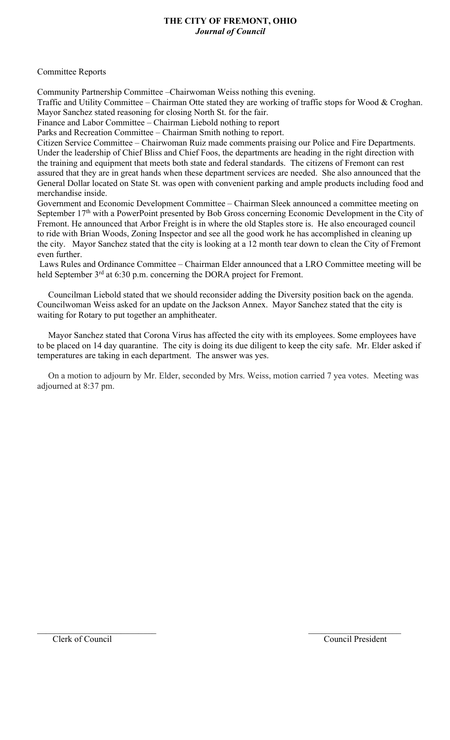Committee Reports

Community Partnership Committee –Chairwoman Weiss nothing this evening.
Traffic and Utility Committee – Chairman Otte stated they are working of traffic stops for Wood & Croghan. Mayor Sanchez stated reasoning for closing North St. for the fair.
Finance and Labor Committee – Chairman Liebold nothing to report
Parks and Recreation Committee – Chairman Smith nothing to report.
Citizen Service Committee – Chairwoman Ruiz made comments praising our Police and Fire Departments. Under the leadership of Chief Bliss and Chief Foos, the departments are heading in the right direction with the training and equipment that meets both state and federal standards. The citizens of Fremont can rest assured that they are in great hands when these department services are needed. She also announced that the General Dollar located on State St. was open with convenient parking and ample products including food and merchandise inside.
Government and Economic Development Committee – Chairman Sleek announced a committee meeting on September 17th with a PowerPoint presented by Bob Gross concerning Economic Development in the City of Fremont. He announced that Arbor Freight is in where the old Staples store is. He also encouraged council to ride with Brian Woods, Zoning Inspector and see all the good work he has accomplished in cleaning up the city. Mayor Sanchez stated that the city is looking at a 12 month tear down to clean the City of Fremont even further.
Laws Rules and Ordinance Committee – Chairman Elder announced that a LRO Committee meeting will be held September 3rd at 6:30 p.m. concerning the DORA project for Fremont.

Councilman Liebold stated that we should reconsider adding the Diversity position back on the agenda. Councilwoman Weiss asked for an update on the Jackson Annex. Mayor Sanchez stated that the city is waiting for Rotary to put together an amphitheater.

Mayor Sanchez stated that Corona Virus has affected the city with its employees. Some employees have to be placed on 14 day quarantine. The city is doing its due diligent to keep the city safe. Mr. Elder asked if temperatures are taking in each department. The answer was yes.

On a motion to adjourn by Mr. Elder, seconded by Mrs. Weiss, motion carried 7 yea votes. Meeting was adjourned at 8:37 pm.

\_\_\_\_\_\_\_\_\_\_\_\_\_\_\_\_\_\_\_\_\_\_\_\_\_\_\_ Clerk of Council

\_\_\_\_\_\_\_\_\_\_\_\_\_\_\_\_\_\_\_\_\_\_\_ Council President